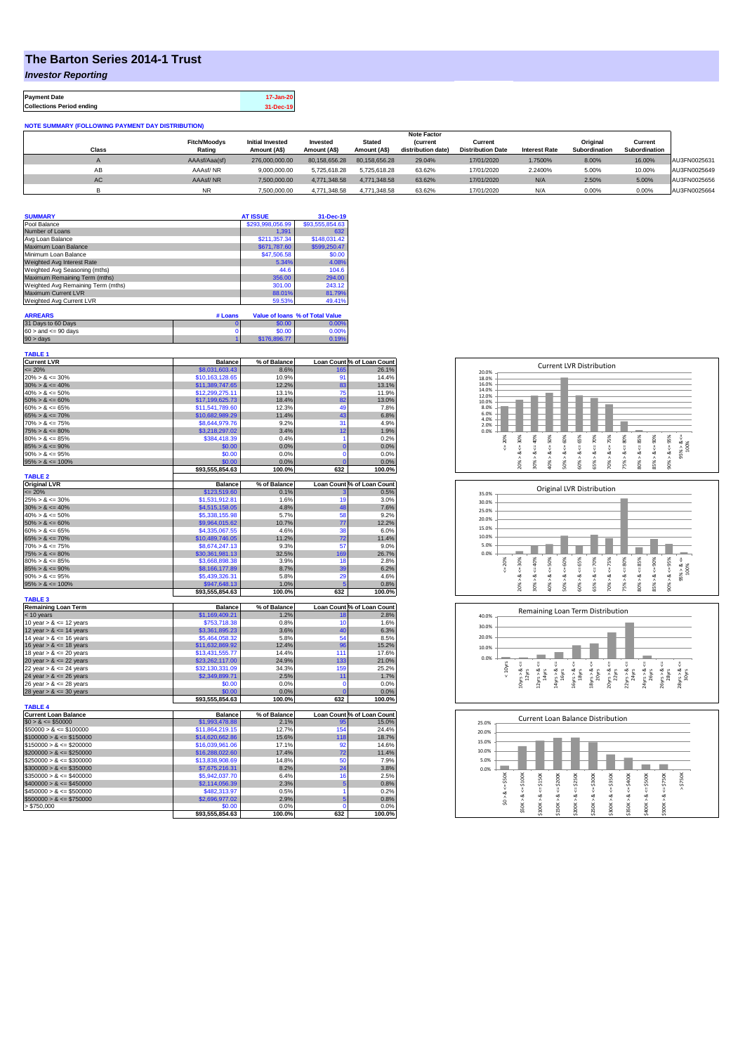# The Barton Series 2014-1 Trust

***Investor Reporting***

| | |
|---|---|
| **Payment Date** | 17-Jan-20 |
| **Collections Period ending** | 31-Dec-19 |

**NOTE SUMMARY (FOLLOWING PAYMENT DAY DISTRIBUTION)**

| Class | Fitch/Moodys Rating | Initial Invested Amount (A$) | Invested Amount (A$) | Stated Amount (A$) | Note Factor (current distribution date) | Current Distribution Date | Interest Rate | Original Subordination | Current Subordination | |
|---|---|---|---|---|---|---|---|---|---|---|
| A | AAAsf/Aaa(sf) | 276,000,000.00 | 80,158,656.28 | 80,158,656.28 | 29.04% | 17/01/2020 | 1.7500% | 8.00% | 16.00% | AU3FN0025631 |
| AB | AAAsf/ NR | 9,000,000.00 | 5,725,618.28 | 5,725,618.28 | 63.62% | 17/01/2020 | 2.2400% | 5.00% | 10.00% | AU3FN0025649 |
| AC | AAAsf/ NR | 7,500,000.00 | 4,771,348.58 | 4,771,348.58 | 63.62% | 17/01/2020 | N/A | 2.50% | 5.00% | AU3FN0025656 |
| B | NR | 7,500,000.00 | 4,771,348.58 | 4,771,348.58 | 63.62% | 17/01/2020 | N/A | 0.00% | 0.00% | AU3FN0025664 |

| SUMMARY | AT ISSUE | 31-Dec-19 |
|---|---|---|
| Pool Balance | $293,998,056.99 | $93,555,854.63 |
| Number of Loans | 1,391 | 632 |
| Avg Loan Balance | $211,357.34 | $148,031.42 |
| Maximum Loan Balance | $671,787.60 | $599,250.47 |
| Minimum Loan Balance | $47,506.58 | $0.00 |
| Weighted Avg Interest Rate | 5.34% | 4.08% |
| Weighted Avg Seasoning (mths) | 44.6 | 104.6 |
| Maximum Remaining Term (mths) | 356.00 | 294.00 |
| Weighted Avg Remaining Term (mths) | 301.00 | 243.12 |
| Maximum Current LVR | 88.01% | 81.79% |
| Weighted Avg Current LVR | 59.53% | 49.41% |

| ARREARS | # Loans | Value of loans | % of Total Value |
|---|---|---|---|
| 31 Days to 60 Days | 0 | $0.00 | 0.00% |
| 60 > and <= 90 days | 0 | $0.00 | 0.00% |
| 90 > days | 1 | $176,896.77 | 0.19% |

**TABLE 1**

| Current LVR | Balance | % of Balance | Loan Count | % of Loan Count |
|---|---|---|---|---|
| <= 20% | $8,031,603.43 | 8.6% | 165 | 26.1% |
| 20% > & <= 30% | $10,163,128.65 | 10.9% | 91 | 14.4% |
| 30% > & <= 40% | $11,389,747.65 | 12.2% | 83 | 13.1% |
| 40% > & <= 50% | $12,299,275.11 | 13.1% | 75 | 11.9% |
| 50% > & <= 60% | $17,199,625.73 | 18.4% | 82 | 13.0% |
| 60% > & <= 65% | $11,541,789.60 | 12.3% | 49 | 7.8% |
| 65% > & <= 70% | $10,682,989.29 | 11.4% | 43 | 6.8% |
| 70% > & <= 75% | $8,644,979.76 | 9.2% | 31 | 4.9% |
| 75% > & <= 80% | $3,218,297.02 | 3.4% | 12 | 1.9% |
| 80% > & <= 85% | $384,418.39 | 0.4% | 1 | 0.2% |
| 85% > & <= 90% | $0.00 | 0.0% | 0 | 0.0% |
| 90% > & <= 95% | $0.00 | 0.0% | 0 | 0.0% |
| 95% > & <= 100% | $0.00 | 0.0% | 0 | 0.0% |
| | $93,555,854.63 | 100.0% | 632 | 100.0% |

**TABLE 2**

| Original LVR | Balance | % of Balance | Loan Count | % of Loan Count |
|---|---|---|---|---|
| <= 20% | $123,519.60 | 0.1% | 3 | 0.5% |
| 25% > & <= 30% | $1,531,912.81 | 1.6% | 19 | 3.0% |
| 30% > & <= 40% | $4,515,158.05 | 4.8% | 48 | 7.6% |
| 40% > & <= 50% | $5,338,155.98 | 5.7% | 58 | 9.2% |
| 50% > & <= 60% | $9,964,015.62 | 10.7% | 77 | 12.2% |
| 60% > & <= 65% | $4,335,067.55 | 4.6% | 38 | 6.0% |
| 65% > & <= 70% | $10,489,746.05 | 11.2% | 72 | 11.4% |
| 70% > & <= 75% | $8,674,247.13 | 9.3% | 57 | 9.0% |
| 75% > & <= 80% | $30,361,981.13 | 32.5% | 169 | 26.7% |
| 80% > & <= 85% | $3,668,898.38 | 3.9% | 18 | 2.8% |
| 85% > & <= 90% | $8,166,177.89 | 8.7% | 39 | 6.2% |
| 90% > & <= 95% | $5,439,326.31 | 5.8% | 29 | 4.6% |
| 95% > & <= 100% | $947,648.13 | 1.0% | 5 | 0.8% |
| | $93,555,854.63 | 100.0% | 632 | 100.0% |

**TABLE 3**

| Remaining Loan Term | Balance | % of Balance | Loan Count | % of Loan Count |
|---|---|---|---|---|
| < 10 years | $1,169,409.21 | 1.2% | 18 | 2.8% |
| 10 year > & <= 12 years | $753,718.38 | 0.8% | 10 | 1.6% |
| 12 year > & <= 14 years | $3,361,895.23 | 3.6% | 40 | 6.3% |
| 14 year > & <= 16 years | $5,464,058.32 | 5.8% | 54 | 8.5% |
| 16 year > & <= 18 years | $11,632,869.92 | 12.4% | 96 | 15.2% |
| 18 year > & <= 20 years | $13,431,555.77 | 14.4% | 111 | 17.6% |
| 20 year > & <= 22 years | $23,262,117.00 | 24.9% | 133 | 21.0% |
| 22 year > & <= 24 years | $32,130,331.09 | 34.3% | 159 | 25.2% |
| 24 year > & <= 26 years | $2,349,899.71 | 2.5% | 11 | 1.7% |
| 26 year > & <= 28 years | $0.00 | 0.0% | 0 | 0.0% |
| 28 year > & <= 30 years | $0.00 | 0.0% | 0 | 0.0% |
| | $93,555,854.63 | 100.0% | 632 | 100.0% |

**TABLE 4**

| Current Loan Balance | Balance | % of Balance | Loan Count | % of Loan Count |
|---|---|---|---|---|
| $0 > & <= $50000 | $1,993,478.88 | 2.1% | 95 | 15.0% |
| $50000 > & <= $100000 | $11,864,219.15 | 12.7% | 154 | 24.4% |
| $100000 > & <= $150000 | $14,620,662.86 | 15.6% | 118 | 18.7% |
| $150000 > & <= $200000 | $16,039,961.06 | 17.1% | 92 | 14.6% |
| $200000 > & <= $250000 | $16,288,022.60 | 17.4% | 72 | 11.4% |
| $250000 > & <= $300000 | $13,838,908.69 | 14.8% | 50 | 7.9% |
| $300000 > & <= $350000 | $7,675,216.31 | 8.2% | 24 | 3.8% |
| $350000 > & <= $400000 | $5,942,037.70 | 6.4% | 16 | 2.5% |
| $400000 > & <= $450000 | $2,114,056.39 | 2.3% | 5 | 0.8% |
| $450000 > & <= $500000 | $482,313.97 | 0.5% | 1 | 0.2% |
| $500000 > & <= $750000 | $2,696,977.02 | 2.9% | 5 | 0.8% |
| > $750,000 | $0.00 | 0.0% | 0 | 0.0% |
| | $93,555,854.63 | 100.0% | 632 | 100.0% |

Current LVR Distribution

20.0%
18.0%
16.0%
14.0%
12.0%
10.0%
8.0%
6.0%
4.0%
2.0%
0.0%

<= 20%, 20% > & <= 30%, 30% > & <= 40%, 40% > & <= 50%, 50% > & <= 60%, 60% > & <= 65%, 65% > & <= 70%, 70% > & <= 75%, 75% > & <= 80%, 80% > & <= 85%, 85% > & <= 90%, 90% > & <= 95%, 95% > & <= 100%

Original LVR Distribution

35.0%
30.0%
25.0%
20.0%
15.0%
10.0%
5.0%
0.0%

<= 20%, 20% > & <= 30%, 30% > & <= 40%, 40% > & <= 50%, 50% > & <= 60%, 60% > & <= 65%, 65% > & <= 70%, 70% > & <= 75%, 75% > & <= 80%, 80% > & <= 85%, 85% > & <= 90%, 90% > & <= 95%, 95% > & <= 100%

Remaining Loan Term Distribution

40.0%
30.0%
20.0%
10.0%
0.0%

< 10yrs, 10yrs > & <= 12yrs, 12yrs > & <= 14yrs, 14yrs > & <= 16yrs, 16yrs > & <= 18yrs, 18yrs > & <= 20yrs, 20yrs > & <= 22yrs, 22yrs > & <= 24yrs, 24yrs > & <= 26yrs, 26yrs > & <= 28yrs, 28yrs > & <= 30yrs

Current Loan Balance Distribution

25.0%
20.0%
15.0%
10.0%
5.0%
0.0%

$0 > & <= $50K, $50K > & <= $100K, $100K > & <= $150K, $150K > & <= $200K, $200K > & <= $250K, $250K > & <= $300K, $300K > & <= $350K, $350K > & <= $400K, $400K > & <= $500K, $500K > & <= $750K, > $750K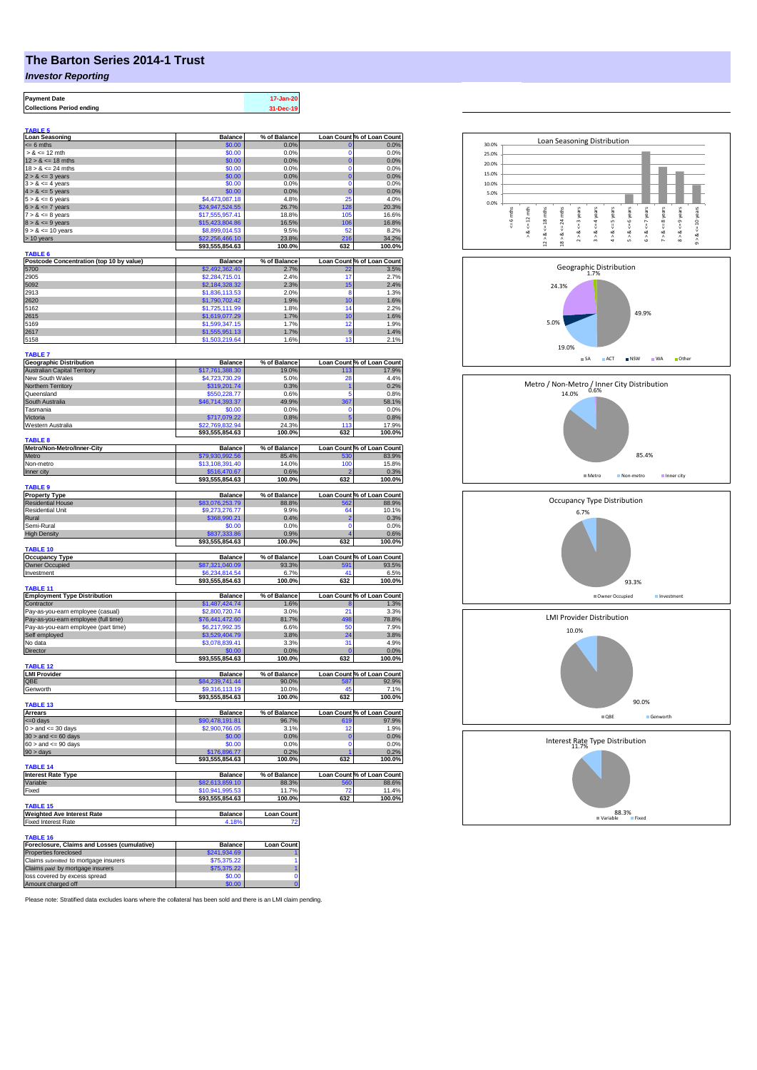# The Barton Series 2014-1 Trust

*Investor Reporting*

| | |
|---|---|
| **Payment Date** | 17-Jan-20 |
| **Collections Period ending** | 31-Dec-19 |

**TABLE 5**

| Loan Seasoning | Balance | % of Balance | Loan Count | % of Loan Count |
|---|---|---|---|---|
| <= 6 mths | $0.00 | 0.0% | 0 | 0.0% |
| > & <= 12 mth | $0.00 | 0.0% | 0 | 0.0% |
| 12 > & <= 18 mths | $0.00 | 0.0% | 0 | 0.0% |
| 18 > & <= 24 mths | $0.00 | 0.0% | 0 | 0.0% |
| 2 > & <= 3 years | $0.00 | 0.0% | 0 | 0.0% |
| 3 > & <= 4 years | $0.00 | 0.0% | 0 | 0.0% |
| 4 > & <= 5 years | $0.00 | 0.0% | 0 | 0.0% |
| 5 > & <= 6 years | $4,473,087.18 | 4.8% | 25 | 4.0% |
| 6 > & <= 7 years | $24,947,524.55 | 26.7% | 128 | 20.3% |
| 7 > & <= 8 years | $17,555,957.41 | 18.8% | 105 | 16.6% |
| 8 > & <= 9 years | $15,423,804.86 | 16.5% | 106 | 16.8% |
| 9 > & <= 10 years | $8,899,014.53 | 9.5% | 52 | 8.2% |
| > 10 years | $22,256,466.10 | 23.8% | 216 | 34.2% |
| | $93,555,854.63 | 100.0% | 632 | 100.0% |

**TABLE 6**

| Postcode Concentration (top 10 by value) | Balance | % of Balance | Loan Count | % of Loan Count |
|---|---|---|---|---|
| 5700 | $2,492,362.40 | 2.7% | 22 | 3.5% |
| 2905 | $2,284,715.01 | 2.4% | 17 | 2.7% |
| 5092 | $2,184,328.32 | 2.3% | 15 | 2.4% |
| 2913 | $1,836,113.53 | 2.0% | 8 | 1.3% |
| 2620 | $1,790,702.42 | 1.9% | 10 | 1.6% |
| 5162 | $1,725,111.99 | 1.8% | 14 | 2.2% |
| 2615 | $1,619,077.29 | 1.7% | 10 | 1.6% |
| 5169 | $1,599,347.15 | 1.7% | 12 | 1.9% |
| 2617 | $1,555,951.13 | 1.7% | 9 | 1.4% |
| 5158 | $1,503,219.64 | 1.6% | 13 | 2.1% |

**TABLE 7**

| Geographic Distribution | Balance | % of Balance | Loan Count | % of Loan Count |
|---|---|---|---|---|
| Australian Capital Territory | $17,761,388.30 | 19.0% | 113 | 17.9% |
| New South Wales | $4,723,730.29 | 5.0% | 28 | 4.4% |
| Northern Territory | $319,201.74 | 0.3% | 1 | 0.2% |
| Queensland | $550,228.77 | 0.6% | 5 | 0.8% |
| South Australia | $46,714,393.37 | 49.9% | 367 | 58.1% |
| Tasmania | $0.00 | 0.0% | 0 | 0.0% |
| Victoria | $717,079.22 | 0.8% | 5 | 0.8% |
| Western Australia | $22,769,832.94 | 24.3% | 113 | 17.9% |
| | $93,555,854.63 | 100.0% | 632 | 100.0% |

**TABLE 8**

| Metro/Non-Metro/Inner-City | Balance | % of Balance | Loan Count | % of Loan Count |
|---|---|---|---|---|
| Metro | $79,930,992.56 | 85.4% | 530 | 83.9% |
| Non-metro | $13,108,391.40 | 14.0% | 100 | 15.8% |
| Inner city | $516,470.67 | 0.6% | 2 | 0.3% |
| | $93,555,854.63 | 100.0% | 632 | 100.0% |

**TABLE 9**

| Property Type | Balance | % of Balance | Loan Count | % of Loan Count |
|---|---|---|---|---|
| Residential House | $83,076,253.79 | 88.8% | 562 | 88.9% |
| Residential Unit | $9,273,276.77 | 9.9% | 64 | 10.1% |
| Rural | $368,990.21 | 0.4% | 2 | 0.3% |
| Semi-Rural | $0.00 | 0.0% | 0 | 0.0% |
| High Density | $837,333.86 | 0.9% | 4 | 0.6% |
| | $93,555,854.63 | 100.0% | 632 | 100.0% |

**TABLE 10**

| Occupancy Type | Balance | % of Balance | Loan Count | % of Loan Count |
|---|---|---|---|---|
| Owner Occupied | $87,321,040.09 | 93.3% | 591 | 93.5% |
| Investment | $6,234,814.54 | 6.7% | 41 | 6.5% |
| | $93,555,854.63 | 100.0% | 632 | 100.0% |

**TABLE 11**

| Employment Type Distribution | Balance | % of Balance | Loan Count | % of Loan Count |
|---|---|---|---|---|
| Contractor | $1,487,424.74 | 1.6% | 8 | 1.3% |
| Pay-as-you-earn employee (casual) | $2,800,720.74 | 3.0% | 21 | 3.3% |
| Pay-as-you-earn employee (full time) | $76,441,472.60 | 81.7% | 498 | 78.8% |
| Pay-as-you-earn employee (part time) | $6,217,992.35 | 6.6% | 50 | 7.9% |
| Self employed | $3,529,404.79 | 3.8% | 24 | 3.8% |
| No data | $3,078,839.41 | 3.3% | 31 | 4.9% |
| Director | $0.00 | 0.0% | 0 | 0.0% |
| | $93,555,854.63 | 100.0% | 632 | 100.0% |

**TABLE 12**

| LMI Provider | Balance | % of Balance | Loan Count | % of Loan Count |
|---|---|---|---|---|
| QBE | $84,239,741.44 | 90.0% | 587 | 92.9% |
| Genworth | $9,316,113.19 | 10.0% | 45 | 7.1% |
| | $93,555,854.63 | 100.0% | 632 | 100.0% |

**TABLE 13**

| Arrears | Balance | % of Balance | Loan Count | % of Loan Count |
|---|---|---|---|---|
| <=0 days | $90,478,191.81 | 96.7% | 619 | 97.9% |
| 0 > and <= 30 days | $2,900,766.05 | 3.1% | 12 | 1.9% |
| 30 > and <= 60 days | $0.00 | 0.0% | 0 | 0.0% |
| 60 > and <= 90 days | $0.00 | 0.0% | 0 | 0.0% |
| 90 > days | $176,896.77 | 0.2% | 1 | 0.2% |
| | $93,555,854.63 | 100.0% | 632 | 100.0% |

**TABLE 14**

| Interest Rate Type | Balance | % of Balance | Loan Count | % of Loan Count |
|---|---|---|---|---|
| Variable | $82,613,859.10 | 88.3% | 560 | 88.6% |
| Fixed | $10,941,995.53 | 11.7% | 72 | 11.4% |
| | $93,555,854.63 | 100.0% | 632 | 100.0% |

**TABLE 15**

| Weighted Ave Interest Rate | Balance | Loan Count |
|---|---|---|
| Fixed Interest Rate | 4.18% | 72 |

**TABLE 16**

| Foreclosure, Claims and Losses (cumulative) | Balance | Loan Count |
|---|---|---|
| Properties foreclosed | $241,934.69 | 1 |
| Claims submitted to mortgage insurers | $75,375.22 | 1 |
| Claims paid by mortgage insurers | $75,375.22 | 1 |
| loss covered by excess spread | $0.00 | 0 |
| Amount charged off | $0.00 | 0 |

Please note: Stratified data excludes loans where the collateral has been sold and there is an LMI claim pending.

Loan Seasoning Distribution
30.0%
25.0%
20.0%
15.0%
10.0%
5.0%
0.0%
<= 6 mths
> & <= 12 mth
12 > & <= 18 mths
18 > & <= 24 mths
2 > & <= 3 years
3 > & <= 4 years
4 > & <= 5 years
5 > & <= 6 years
6 > & <= 7 years
7 > & <= 8 years
8 > & <= 9 years
9 > & <= 10 years

Geographic Distribution
1.7%
24.3%
49.9%
5.0%
19.0%
SA ACT NSW WA Other

Metro / Non-Metro / Inner City Distribution
0.6%
14.0%
85.4%
Metro Non-metro Inner city

Occupancy Type Distribution
6.7%
93.3%
Owner Occupied Investment

LMI Provider Distribution
10.0%
90.0%
QBE Genworth

Interest Rate Type Distribution
11.7%
88.3%
Variable Fixed